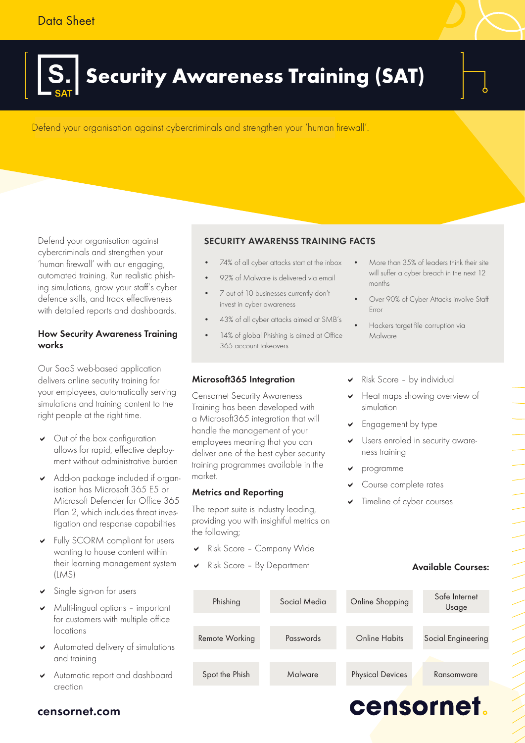Data Sheet

# Security Awareness Training (SAT)

Defend your organisation against cybercriminals and strengthen your 'human firewall'.

Defend your organisation against cybercriminals and strengthen your 'human firewall' with our engaging, automated training. Run realistic phishing simulations, grow your staff's cyber defence skills, and track effectiveness with detailed reports and dashboards.

### How Security Awareness Training works

Our SaaS web-based application delivers online security training for your employees, automatically serving simulations and training content to the right people at the right time.

- Out of the box configuration allows for rapid, effective deployment without administrative burden
- Add-on package included if organisation has Microsoft 365 E5 or Microsoft Defender for Office 365 Plan 2, which includes threat investigation and response capabilities
- Fully SCORM compliant for users wanting to house content within their learning management system (LMS)
- Single sign-on for users
- Multi-lingual options – important for customers with multiple office locations
- Automated delivery of simulations and training
- Automatic report and dashboard creation

### SECURITY AWARENSS TRAINING FACTS

- 74% of all cyber attacks start at the inbox
- 92% of Malware is delivered via email
- 7 out of 10 businesses currently don't invest in cyber awareness
- 43% of all cyber attacks aimed at SMB's
- 14% of global Phishing is aimed at Office 365 account takeovers
- More than 35% of leaders think their site will suffer a cyber breach in the next 12 months
- Over 90% of Cyber Attacks involve Staff Error
- Hackers target file corruption via Malware

### Microsoft365 Integration

Censornet Security Awareness Training has been developed with a Microsoft365 integration that will handle the management of your employees meaning that you can deliver one of the best cyber security training programmes available in the market.

### Metrics and Reporting

The report suite is industry leading, providing you with insightful metrics on the following;

- Risk Score – Company Wide
- Risk Score – By Department
- Risk Score – by individual
- Heat maps showing overview of simulation
- Engagement by type
- Users enroled in security awareness training
- programme
- Course complete rates
- Timeline of cyber courses

### Available Courses:

| | | | |
|---|---|---|---|
| Phishing | Social Media | Online Shopping | Safe Internet Usage |
| Remote Working | Passwords | Online Habits | Social Engineering |
| Spot the Phish | Malware | Physical Devices | Ransomware |

**censornet.com**

censornet.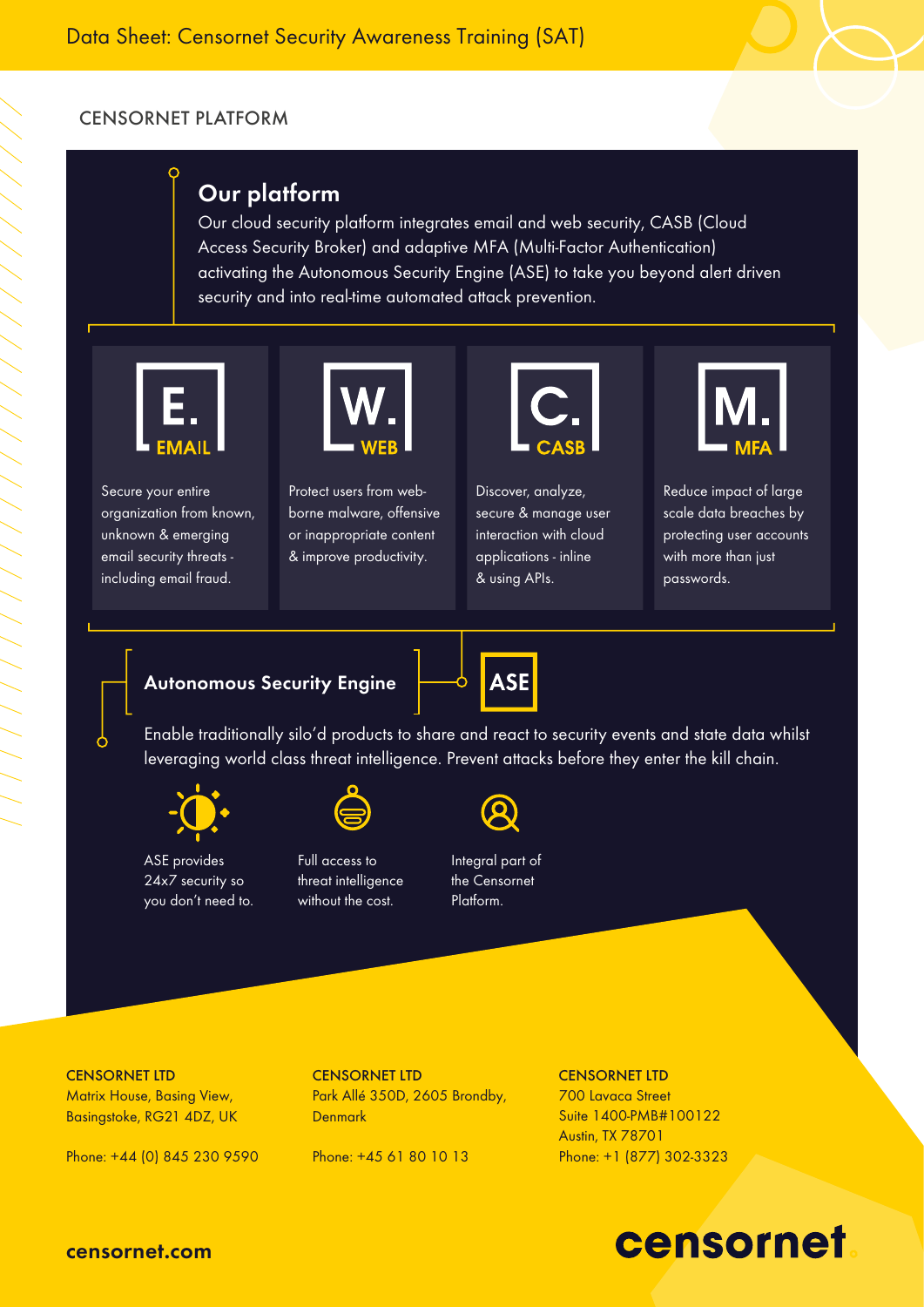## CENSORNET PLATFORM

### Our platform

Our cloud security platform integrates email and web security, CASB (Cloud Access Security Broker) and adaptive MFA (Multi-Factor Authentication) activating the Autonomous Security Engine (ASE) to take you beyond alert driven security and into real-time automated attack prevention.

**E. EMAIL**

Secure your entire organization from known, unknown & emerging email security threats - including email fraud.

**W. WEB**

Protect users from web-borne malware, offensive or inappropriate content & improve productivity.

**C. CASB**

Discover, analyze, secure & manage user interaction with cloud applications - inline & using APIs.

**M. MFA**

Reduce impact of large scale data breaches by protecting user accounts with more than just passwords.

### Autonomous Security Engine

**ASE**

Enable traditionally silo'd products to share and react to security events and state data whilst leveraging world class threat intelligence. Prevent attacks before they enter the kill chain.

ASE provides 24x7 security so you don't need to.

Full access to threat intelligence without the cost.

Integral part of the Censornet Platform.

**CENSORNET LTD**
Matrix House, Basing View,
Basingstoke, RG21 4DZ, UK

Phone: +44 (0) 845 230 9590

**CENSORNET LTD**
Park Allé 350D, 2605 Brondby,
Denmark

Phone: +45 61 80 10 13

**CENSORNET LTD**
700 Lavaca Street
Suite 1400-PMB#100122
Austin, TX 78701
Phone: +1 (877) 302-3323

**censornet.com**

censornet.